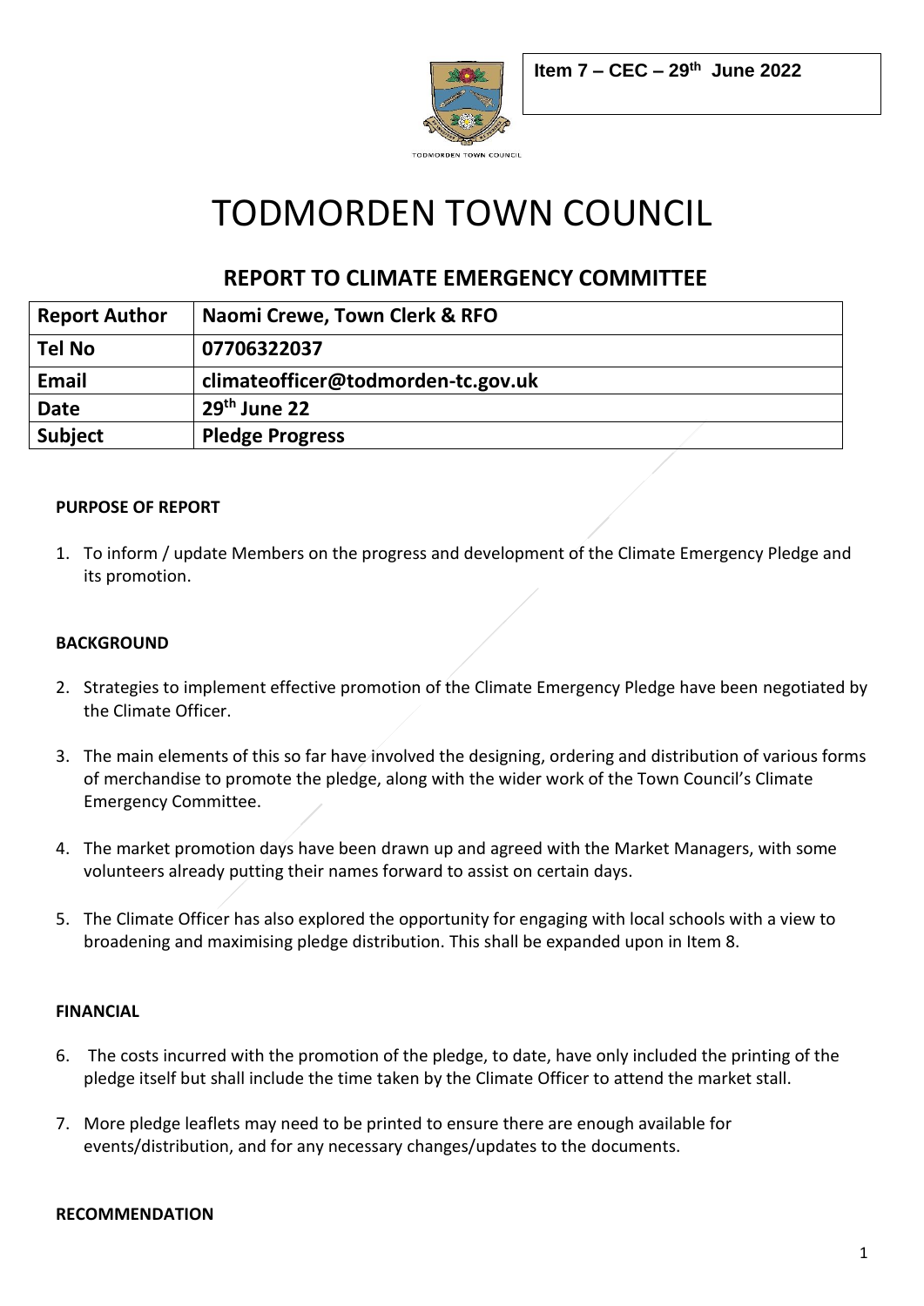Item 7 – CEC – 29th June 2022

TODMORDEN TOWN COUNCIL

# TODMORDEN TOWN COUNCIL

## REPORT TO CLIMATE EMERGENCY COMMITTEE

| Report Author | Naomi Crewe, Town Clerk & RFO |
|---|---|
| Tel No | 07706322037 |
| Email | climateofficer@todmorden-tc.gov.uk |
| Date | 29th June 22 |
| Subject | Pledge Progress |

### PURPOSE OF REPORT

1. To inform / update Members on the progress and development of the Climate Emergency Pledge and its promotion.

### BACKGROUND

2. Strategies to implement effective promotion of the Climate Emergency Pledge have been negotiated by the Climate Officer.

3. The main elements of this so far have involved the designing, ordering and distribution of various forms of merchandise to promote the pledge, along with the wider work of the Town Council's Climate Emergency Committee.

4. The market promotion days have been drawn up and agreed with the Market Managers, with some volunteers already putting their names forward to assist on certain days.

5. The Climate Officer has also explored the opportunity for engaging with local schools with a view to broadening and maximising pledge distribution. This shall be expanded upon in Item 8.

### FINANCIAL

6. The costs incurred with the promotion of the pledge, to date, have only included the printing of the pledge itself but shall include the time taken by the Climate Officer to attend the market stall.

7. More pledge leaflets may need to be printed to ensure there are enough available for events/distribution, and for any necessary changes/updates to the documents.

### RECOMMENDATION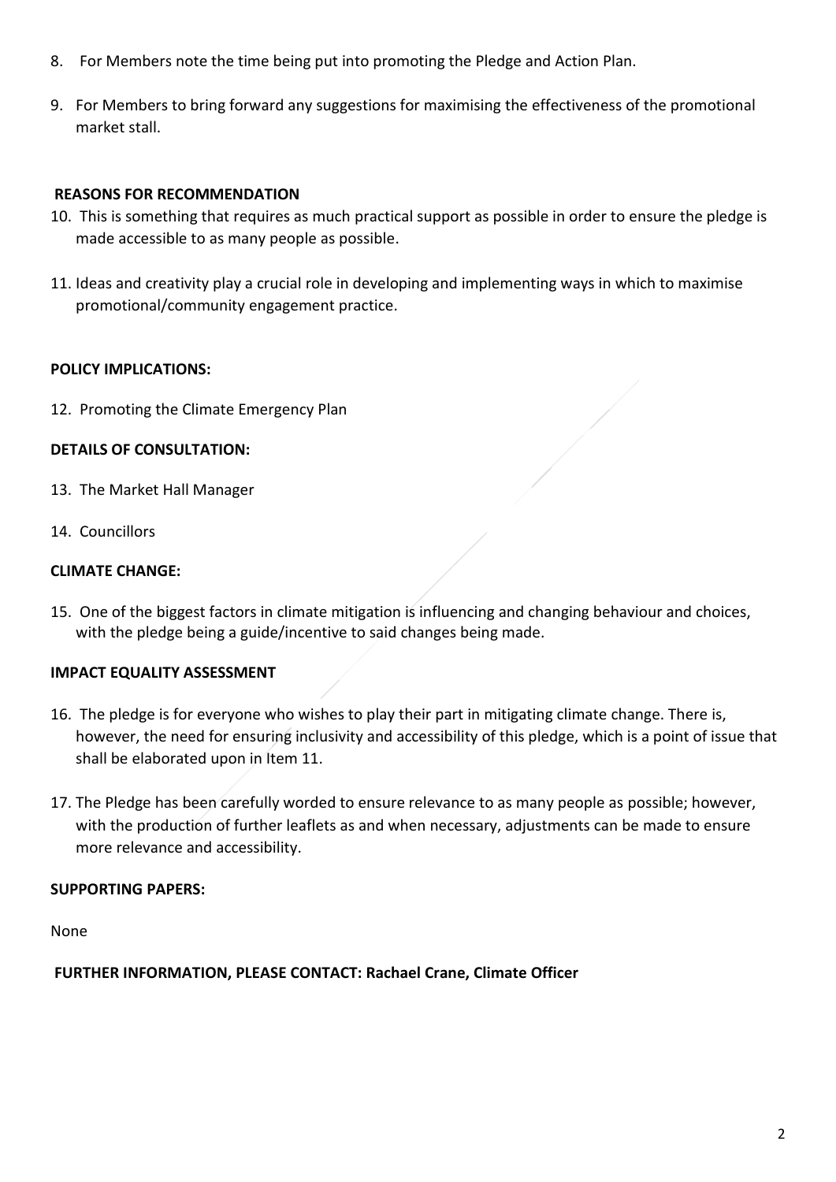8. For Members note the time being put into promoting the Pledge and Action Plan.

9. For Members to bring forward any suggestions for maximising the effectiveness of the promotional market stall.

**REASONS FOR RECOMMENDATION**

10. This is something that requires as much practical support as possible in order to ensure the pledge is made accessible to as many people as possible.

11. Ideas and creativity play a crucial role in developing and implementing ways in which to maximise promotional/community engagement practice.

**POLICY IMPLICATIONS:**

12. Promoting the Climate Emergency Plan

**DETAILS OF CONSULTATION:**

13. The Market Hall Manager

14. Councillors

**CLIMATE CHANGE:**

15. One of the biggest factors in climate mitigation is influencing and changing behaviour and choices, with the pledge being a guide/incentive to said changes being made.

**IMPACT EQUALITY ASSESSMENT**

16. The pledge is for everyone who wishes to play their part in mitigating climate change. There is, however, the need for ensuring inclusivity and accessibility of this pledge, which is a point of issue that shall be elaborated upon in Item 11.

17. The Pledge has been carefully worded to ensure relevance to as many people as possible; however, with the production of further leaflets as and when necessary, adjustments can be made to ensure more relevance and accessibility.

**SUPPORTING PAPERS:**

None

**FURTHER INFORMATION, PLEASE CONTACT: Rachael Crane, Climate Officer**